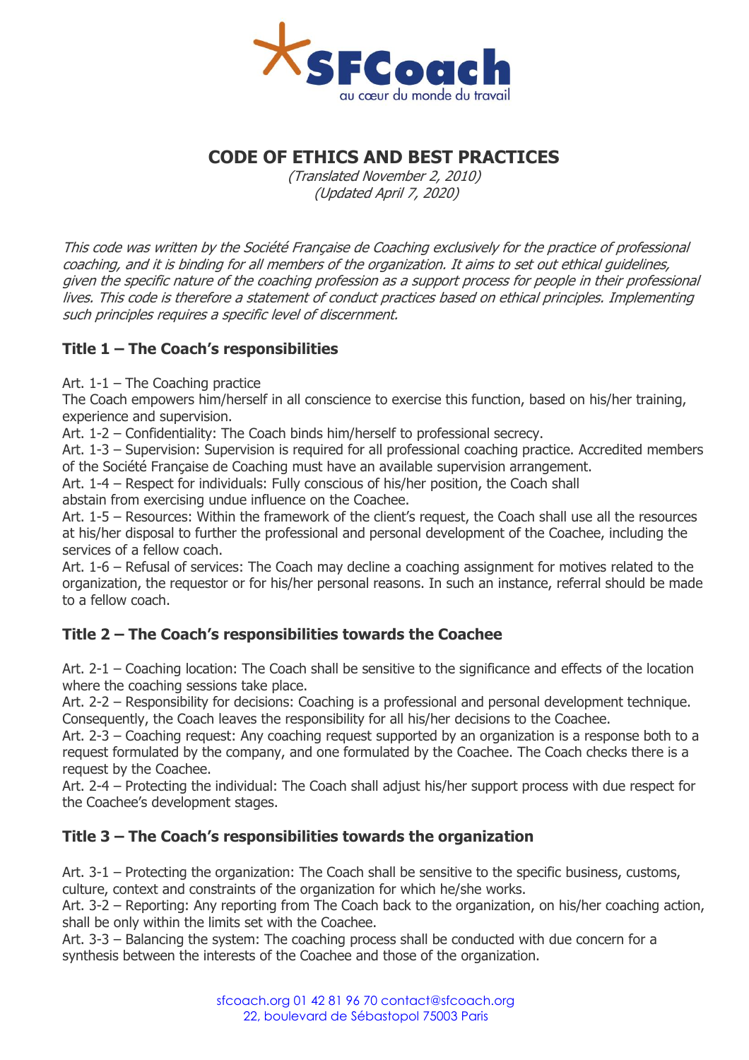SFCoach

au cœur du monde du travail

# CODE OF ETHICS AND BEST PRACTICES

*(Translated November 2, 2010)*
*(Updated April 7, 2020)*

*This code was written by the Société Française de Coaching exclusively for the practice of professional coaching, and it is binding for all members of the organization. It aims to set out ethical guidelines, given the specific nature of the coaching profession as a support process for people in their professional lives. This code is therefore a statement of conduct practices based on ethical principles. Implementing such principles requires a specific level of discernment.*

## Title 1 – The Coach's responsibilities

Art. 1-1 – The Coaching practice
The Coach empowers him/herself in all conscience to exercise this function, based on his/her training, experience and supervision.
Art. 1-2 – Confidentiality: The Coach binds him/herself to professional secrecy.
Art. 1-3 – Supervision: Supervision is required for all professional coaching practice. Accredited members of the Société Française de Coaching must have an available supervision arrangement.
Art. 1-4 – Respect for individuals: Fully conscious of his/her position, the Coach shall abstain from exercising undue influence on the Coachee.
Art. 1-5 – Resources: Within the framework of the client's request, the Coach shall use all the resources at his/her disposal to further the professional and personal development of the Coachee, including the services of a fellow coach.
Art. 1-6 – Refusal of services: The Coach may decline a coaching assignment for motives related to the organization, the requestor or for his/her personal reasons. In such an instance, referral should be made to a fellow coach.

## Title 2 – The Coach's responsibilities towards the Coachee

Art. 2-1 – Coaching location: The Coach shall be sensitive to the significance and effects of the location where the coaching sessions take place.
Art. 2-2 – Responsibility for decisions: Coaching is a professional and personal development technique. Consequently, the Coach leaves the responsibility for all his/her decisions to the Coachee.
Art. 2-3 – Coaching request: Any coaching request supported by an organization is a response both to a request formulated by the company, and one formulated by the Coachee. The Coach checks there is a request by the Coachee.
Art. 2-4 – Protecting the individual: The Coach shall adjust his/her support process with due respect for the Coachee's development stages.

## Title 3 – The Coach's responsibilities towards the organization

Art. 3-1 – Protecting the organization: The Coach shall be sensitive to the specific business, customs, culture, context and constraints of the organization for which he/she works.
Art. 3-2 – Reporting: Any reporting from The Coach back to the organization, on his/her coaching action, shall be only within the limits set with the Coachee.
Art. 3-3 – Balancing the system: The coaching process shall be conducted with due concern for a synthesis between the interests of the Coachee and those of the organization.

sfcoach.org 01 42 81 96 70 contact@sfcoach.org
22, boulevard de Sébastopol 75003 Paris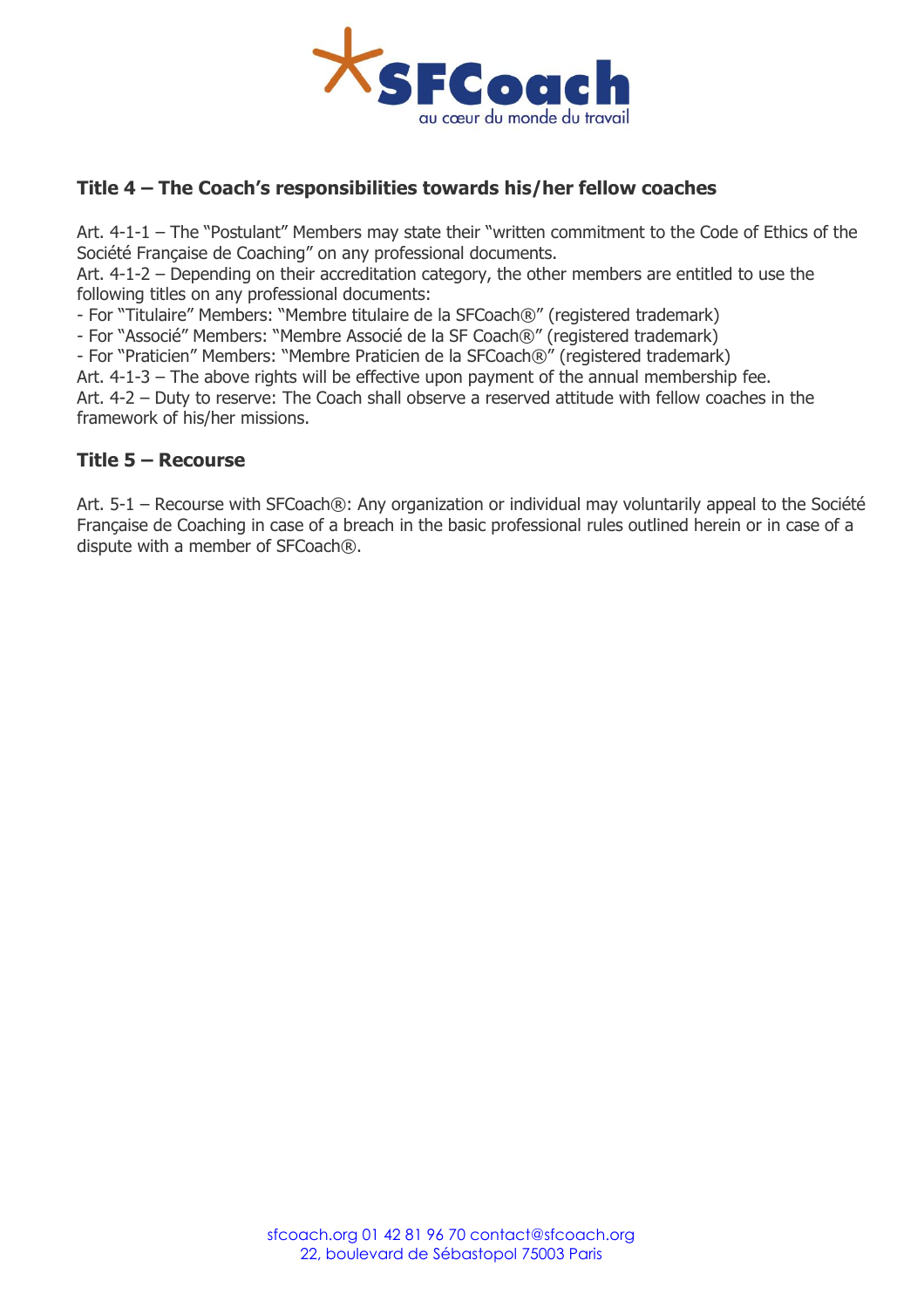## Title 4 – The Coach's responsibilities towards his/her fellow coaches

Art. 4-1-1 – The "Postulant" Members may state their "written commitment to the Code of Ethics of the Société Française de Coaching" on any professional documents.
Art. 4-1-2 – Depending on their accreditation category, the other members are entitled to use the following titles on any professional documents:
- For "Titulaire" Members: "Membre titulaire de la SFCoach®" (registered trademark)
- For "Associé" Members: "Membre Associé de la SF Coach®" (registered trademark)
- For "Praticien" Members: "Membre Praticien de la SFCoach®" (registered trademark)

Art. 4-1-3 – The above rights will be effective upon payment of the annual membership fee.
Art. 4-2 – Duty to reserve: The Coach shall observe a reserved attitude with fellow coaches in the framework of his/her missions.

## Title 5 – Recourse

Art. 5-1 – Recourse with SFCoach®: Any organization or individual may voluntarily appeal to the Société Française de Coaching in case of a breach in the basic professional rules outlined herein or in case of a dispute with a member of SFCoach®.